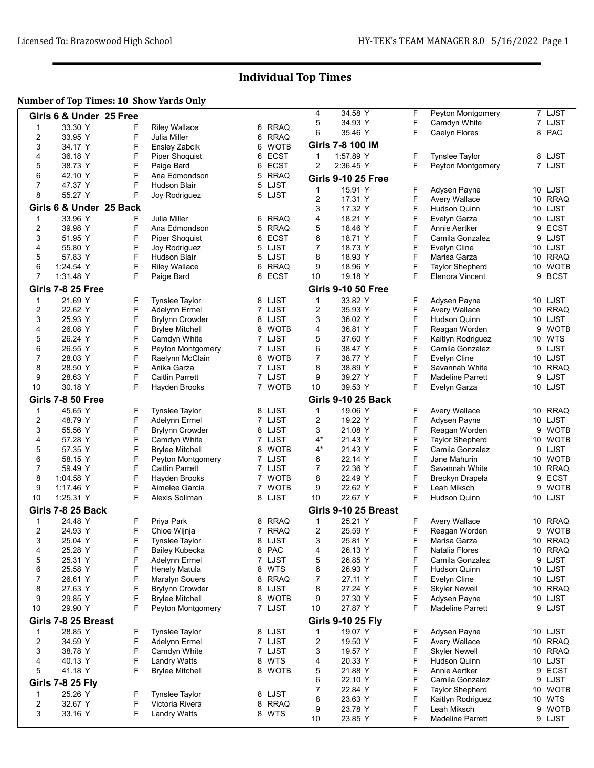# Individual Top Times

**Number of Top Times: 10 Show Yards Only**

### Girls 6 & Under 25 Free

| Rank | Time | Sex | Name | Age | Team |
|---|---|---|---|---|---|
| 1 | 33.30 Y | F | Riley Wallace | 6 | RRAQ |
| 2 | 33.95 Y | F | Julia Miller | 6 | RRAQ |
| 3 | 34.17 Y | F | Ensley Zabcik | 6 | WOTB |
| 4 | 36.18 Y | F | Piper Shoquist | 6 | ECST |
| 5 | 38.73 Y | F | Paige Bard | 6 | ECST |
| 6 | 42.10 Y | F | Ana Edmondson | 5 | RRAQ |
| 7 | 47.37 Y | F | Hudson Blair | 5 | LJST |
| 8 | 55.27 Y | F | Joy Rodriguez | 5 | LJST |

### Girls 6 & Under 25 Back

| Rank | Time | Sex | Name | Age | Team |
|---|---|---|---|---|---|
| 1 | 33.96 Y | F | Julia Miller | 6 | RRAQ |
| 2 | 39.98 Y | F | Ana Edmondson | 5 | RRAQ |
| 3 | 51.95 Y | F | Piper Shoquist | 6 | ECST |
| 4 | 55.80 Y | F | Joy Rodriguez | 5 | LJST |
| 5 | 57.83 Y | F | Hudson Blair | 5 | LJST |
| 6 | 1:24.54 Y | F | Riley Wallace | 6 | RRAQ |
| 7 | 1:31.48 Y | F | Paige Bard | 6 | ECST |

### Girls 7-8 25 Free

| Rank | Time | Sex | Name | Age | Team |
|---|---|---|---|---|---|
| 1 | 21.69 Y | F | Tynslee Taylor | 8 | LJST |
| 2 | 22.62 Y | F | Adelynn Ermel | 7 | LJST |
| 3 | 25.93 Y | F | Brylynn Crowder | 8 | LJST |
| 4 | 26.08 Y | F | Brylee Mitchell | 8 | WOTB |
| 5 | 26.24 Y | F | Camdyn White | 7 | LJST |
| 6 | 26.55 Y | F | Peyton Montgomery | 7 | LJST |
| 7 | 28.03 Y | F | Raelynn McClain | 8 | WOTB |
| 8 | 28.50 Y | F | Anika Garza | 7 | LJST |
| 9 | 28.63 Y | F | Caitlin Parrett | 7 | LJST |
| 10 | 30.18 Y | F | Hayden Brooks | 7 | WOTB |

### Girls 7-8 50 Free

| Rank | Time | Sex | Name | Age | Team |
|---|---|---|---|---|---|
| 1 | 45.65 Y | F | Tynslee Taylor | 8 | LJST |
| 2 | 48.79 Y | F | Adelynn Ermel | 7 | LJST |
| 3 | 55.56 Y | F | Brylynn Crowder | 8 | LJST |
| 4 | 57.28 Y | F | Camdyn White | 7 | LJST |
| 5 | 57.35 Y | F | Brylee Mitchell | 8 | WOTB |
| 6 | 58.15 Y | F | Peyton Montgomery | 7 | LJST |
| 7 | 59.49 Y | F | Caitlin Parrett | 7 | LJST |
| 8 | 1:04.58 Y | F | Hayden Brooks | 7 | WOTB |
| 9 | 1:17.46 Y | F | Aimelee Garcia | 7 | WOTB |
| 10 | 1:25.31 Y | F | Alexis Soliman | 8 | LJST |

### Girls 7-8 25 Back

| Rank | Time | Sex | Name | Age | Team |
|---|---|---|---|---|---|
| 1 | 24.48 Y | F | Priya Park | 8 | RRAQ |
| 2 | 24.93 Y | F | Chloe Wijnja | 7 | RRAQ |
| 3 | 25.04 Y | F | Tynslee Taylor | 8 | LJST |
| 4 | 25.28 Y | F | Bailey Kubecka | 8 | PAC |
| 5 | 25.31 Y | F | Adelynn Ermel | 7 | LJST |
| 6 | 25.58 Y | F | Henely Matula | 8 | WTS |
| 7 | 26.61 Y | F | Maralyn Souers | 8 | RRAQ |
| 8 | 27.63 Y | F | Brylynn Crowder | 8 | LJST |
| 9 | 29.85 Y | F | Brylee Mitchell | 8 | WOTB |
| 10 | 29.90 Y | F | Peyton Montgomery | 7 | LJST |

### Girls 7-8 25 Breast

| Rank | Time | Sex | Name | Age | Team |
|---|---|---|---|---|---|
| 1 | 28.85 Y | F | Tynslee Taylor | 8 | LJST |
| 2 | 34.59 Y | F | Adelynn Ermel | 7 | LJST |
| 3 | 38.78 Y | F | Camdyn White | 7 | LJST |
| 4 | 40.13 Y | F | Landry Watts | 8 | WTS |
| 5 | 41.18 Y | F | Brylee Mitchell | 8 | WOTB |

### Girls 7-8 25 Fly

| Rank | Time | Sex | Name | Age | Team |
|---|---|---|---|---|---|
| 1 | 25.26 Y | F | Tynslee Taylor | 8 | LJST |
| 2 | 32.67 Y | F | Victoria Rivera | 8 | RRAQ |
| 3 | 33.16 Y | F | Landry Watts | 8 | WTS |
| 4 | 34.58 Y | F | Peyton Montgomery | 7 | LJST |
| 5 | 34.93 Y | F | Camdyn White | 7 | LJST |
| 6 | 35.46 Y | F | Caelyn Flores | 8 | PAC |

### Girls 7-8 100 IM

| Rank | Time | Sex | Name | Age | Team |
|---|---|---|---|---|---|
| 1 | 1:57.89 Y | F | Tynslee Taylor | 8 | LJST |
| 2 | 2:36.45 Y | F | Peyton Montgomery | 7 | LJST |

### Girls 9-10 25 Free

| Rank | Time | Sex | Name | Age | Team |
|---|---|---|---|---|---|
| 1 | 15.91 Y | F | Adysen Payne | 10 | LJST |
| 2 | 17.31 Y | F | Avery Wallace | 10 | RRAQ |
| 3 | 17.32 Y | F | Hudson Quinn | 10 | LJST |
| 4 | 18.21 Y | F | Evelyn Garza | 10 | LJST |
| 5 | 18.46 Y | F | Annie Aertker | 9 | ECST |
| 6 | 18.71 Y | F | Camila Gonzalez | 9 | LJST |
| 7 | 18.73 Y | F | Evelyn Cline | 10 | LJST |
| 8 | 18.93 Y | F | Marisa Garza | 10 | RRAQ |
| 9 | 18.96 Y | F | Taylor Shepherd | 10 | WOTB |
| 10 | 19.18 Y | F | Elenora Vincent | 9 | BCST |

### Girls 9-10 50 Free

| Rank | Time | Sex | Name | Age | Team |
|---|---|---|---|---|---|
| 1 | 33.82 Y | F | Adysen Payne | 10 | LJST |
| 2 | 35.93 Y | F | Avery Wallace | 10 | RRAQ |
| 3 | 36.02 Y | F | Hudson Quinn | 10 | LJST |
| 4 | 36.81 Y | F | Reagan Worden | 9 | WOTB |
| 5 | 37.60 Y | F | Kaitlyn Rodriguez | 10 | WTS |
| 6 | 38.47 Y | F | Camila Gonzalez | 9 | LJST |
| 7 | 38.77 Y | F | Evelyn Cline | 10 | LJST |
| 8 | 38.89 Y | F | Savannah White | 10 | RRAQ |
| 9 | 39.27 Y | F | Madeline Parrett | 9 | LJST |
| 10 | 39.53 Y | F | Evelyn Garza | 10 | LJST |

### Girls 9-10 25 Back

| Rank | Time | Sex | Name | Age | Team |
|---|---|---|---|---|---|
| 1 | 19.06 Y | F | Avery Wallace | 10 | RRAQ |
| 2 | 19.22 Y | F | Adysen Payne | 10 | LJST |
| 3 | 21.08 Y | F | Reagan Worden | 9 | WOTB |
| 4* | 21.43 Y | F | Taylor Shepherd | 10 | WOTB |
| 4* | 21.43 Y | F | Camila Gonzalez | 9 | LJST |
| 6 | 22.14 Y | F | Jane Mahurin | 10 | WOTB |
| 7 | 22.36 Y | F | Savannah White | 10 | RRAQ |
| 8 | 22.49 Y | F | Breckyn Drapela | 9 | ECST |
| 9 | 22.62 Y | F | Leah Miksch | 9 | WOTB |
| 10 | 22.67 Y | F | Hudson Quinn | 10 | LJST |

### Girls 9-10 25 Breast

| Rank | Time | Sex | Name | Age | Team |
|---|---|---|---|---|---|
| 1 | 25.21 Y | F | Avery Wallace | 10 | RRAQ |
| 2 | 25.59 Y | F | Reagan Worden | 9 | WOTB |
| 3 | 25.81 Y | F | Marisa Garza | 10 | RRAQ |
| 4 | 26.13 Y | F | Natalia Flores | 10 | RRAQ |
| 5 | 26.85 Y | F | Camila Gonzalez | 9 | LJST |
| 6 | 26.93 Y | F | Hudson Quinn | 10 | LJST |
| 7 | 27.11 Y | F | Evelyn Cline | 10 | LJST |
| 8 | 27.24 Y | F | Skyler Newell | 10 | RRAQ |
| 9 | 27.30 Y | F | Adysen Payne | 10 | LJST |
| 10 | 27.87 Y | F | Madeline Parrett | 9 | LJST |

### Girls 9-10 25 Fly

| Rank | Time | Sex | Name | Age | Team |
|---|---|---|---|---|---|
| 1 | 19.07 Y | F | Adysen Payne | 10 | LJST |
| 2 | 19.50 Y | F | Avery Wallace | 10 | RRAQ |
| 3 | 19.57 Y | F | Skyler Newell | 10 | RRAQ |
| 4 | 20.33 Y | F | Hudson Quinn | 10 | LJST |
| 5 | 21.88 Y | F | Annie Aertker | 9 | ECST |
| 6 | 22.10 Y | F | Camila Gonzalez | 9 | LJST |
| 7 | 22.84 Y | F | Taylor Shepherd | 10 | WOTB |
| 8 | 23.63 Y | F | Kaitlyn Rodriguez | 10 | WTS |
| 9 | 23.78 Y | F | Leah Miksch | 9 | WOTB |
| 10 | 23.85 Y | F | Madeline Parrett | 9 | LJST |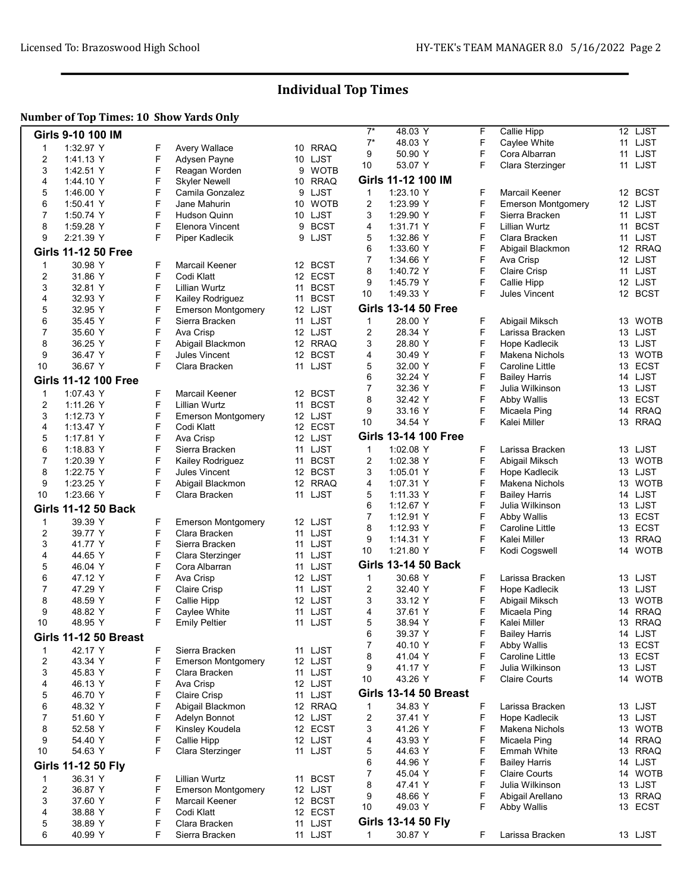## Individual Top Times

**Number of Top Times: 10 Show Yards Only**

### Girls 9-10 100 IM

| Rank | Time | | Name | Age | Team |
|---|---|---|---|---|---|
| 1 | 1:32.97 Y | F | Avery Wallace | 10 | RRAQ |
| 2 | 1:41.13 Y | F | Adysen Payne | 10 | LJST |
| 3 | 1:42.51 Y | F | Reagan Worden | 9 | WOTB |
| 4 | 1:44.10 Y | F | Skyler Newell | 10 | RRAQ |
| 5 | 1:46.00 Y | F | Camila Gonzalez | 9 | LJST |
| 6 | 1:50.41 Y | F | Jane Mahurin | 10 | WOTB |
| 7 | 1:50.74 Y | F | Hudson Quinn | 10 | LJST |
| 8 | 1:59.28 Y | F | Elenora Vincent | 9 | BCST |
| 9 | 2:21.39 Y | F | Piper Kadlecik | 9 | LJST |

### Girls 11-12 50 Free

| Rank | Time | | Name | Age | Team |
|---|---|---|---|---|---|
| 1 | 30.98 Y | F | Marcail Keener | 12 | BCST |
| 2 | 31.86 Y | F | Codi Klatt | 12 | ECST |
| 3 | 32.81 Y | F | Lillian Wurtz | 11 | BCST |
| 4 | 32.93 Y | F | Kailey Rodriguez | 11 | BCST |
| 5 | 32.95 Y | F | Emerson Montgomery | 12 | LJST |
| 6 | 35.45 Y | F | Sierra Bracken | 11 | LJST |
| 7 | 35.60 Y | F | Ava Crisp | 12 | LJST |
| 8 | 36.25 Y | F | Abigail Blackmon | 12 | RRAQ |
| 9 | 36.47 Y | F | Jules Vincent | 12 | BCST |
| 10 | 36.67 Y | F | Clara Bracken | 11 | LJST |

### Girls 11-12 100 Free

| Rank | Time | | Name | Age | Team |
|---|---|---|---|---|---|
| 1 | 1:07.43 Y | F | Marcail Keener | 12 | BCST |
| 2 | 1:11.26 Y | F | Lillian Wurtz | 11 | BCST |
| 3 | 1:12.73 Y | F | Emerson Montgomery | 12 | LJST |
| 4 | 1:13.47 Y | F | Codi Klatt | 12 | ECST |
| 5 | 1:17.81 Y | F | Ava Crisp | 12 | LJST |
| 6 | 1:18.83 Y | F | Sierra Bracken | 11 | LJST |
| 7 | 1:20.39 Y | F | Kailey Rodriguez | 11 | BCST |
| 8 | 1:22.75 Y | F | Jules Vincent | 12 | BCST |
| 9 | 1:23.25 Y | F | Abigail Blackmon | 12 | RRAQ |
| 10 | 1:23.66 Y | F | Clara Bracken | 11 | LJST |

### Girls 11-12 50 Back

| Rank | Time | | Name | Age | Team |
|---|---|---|---|---|---|
| 1 | 39.39 Y | F | Emerson Montgomery | 12 | LJST |
| 2 | 39.77 Y | F | Clara Bracken | 11 | LJST |
| 3 | 41.77 Y | F | Sierra Bracken | 11 | LJST |
| 4 | 44.65 Y | F | Clara Sterzinger | 11 | LJST |
| 5 | 46.04 Y | F | Cora Albarran | 11 | LJST |
| 6 | 47.12 Y | F | Ava Crisp | 12 | LJST |
| 7 | 47.29 Y | F | Claire Crisp | 11 | LJST |
| 8 | 48.59 Y | F | Callie Hipp | 12 | LJST |
| 9 | 48.82 Y | F | Caylee White | 11 | LJST |
| 10 | 48.95 Y | F | Emily Peltier | 11 | LJST |

### Girls 11-12 50 Breast

| Rank | Time | | Name | Age | Team |
|---|---|---|---|---|---|
| 1 | 42.17 Y | F | Sierra Bracken | 11 | LJST |
| 2 | 43.34 Y | F | Emerson Montgomery | 12 | LJST |
| 3 | 45.83 Y | F | Clara Bracken | 11 | LJST |
| 4 | 46.13 Y | F | Ava Crisp | 12 | LJST |
| 5 | 46.70 Y | F | Claire Crisp | 11 | LJST |
| 6 | 48.32 Y | F | Abigail Blackmon | 12 | RRAQ |
| 7 | 51.60 Y | F | Adelyn Bonnot | 12 | LJST |
| 8 | 52.58 Y | F | Kinsley Koudela | 12 | ECST |
| 9 | 54.40 Y | F | Callie Hipp | 12 | LJST |
| 10 | 54.63 Y | F | Clara Sterzinger | 11 | LJST |

### Girls 11-12 50 Fly

| Rank | Time | | Name | Age | Team |
|---|---|---|---|---|---|
| 1 | 36.31 Y | F | Lillian Wurtz | 11 | BCST |
| 2 | 36.87 Y | F | Emerson Montgomery | 12 | LJST |
| 3 | 37.60 Y | F | Marcail Keener | 12 | BCST |
| 4 | 38.88 Y | F | Codi Klatt | 12 | ECST |
| 5 | 38.89 Y | F | Clara Bracken | 11 | LJST |
| 6 | 40.99 Y | F | Sierra Bracken | 11 | LJST |
| 7* | 48.03 Y | F | Callie Hipp | 12 | LJST |
| 7* | 48.03 Y | F | Caylee White | 11 | LJST |
| 9 | 50.90 Y | F | Cora Albarran | 11 | LJST |
| 10 | 53.07 Y | F | Clara Sterzinger | 11 | LJST |

### Girls 11-12 100 IM

| Rank | Time | | Name | Age | Team |
|---|---|---|---|---|---|
| 1 | 1:23.10 Y | F | Marcail Keener | 12 | BCST |
| 2 | 1:23.99 Y | F | Emerson Montgomery | 12 | LJST |
| 3 | 1:29.90 Y | F | Sierra Bracken | 11 | LJST |
| 4 | 1:31.71 Y | F | Lillian Wurtz | 11 | BCST |
| 5 | 1:32.86 Y | F | Clara Bracken | 11 | LJST |
| 6 | 1:33.60 Y | F | Abigail Blackmon | 12 | RRAQ |
| 7 | 1:34.66 Y | F | Ava Crisp | 12 | LJST |
| 8 | 1:40.72 Y | F | Claire Crisp | 11 | LJST |
| 9 | 1:45.79 Y | F | Callie Hipp | 12 | LJST |
| 10 | 1:49.33 Y | F | Jules Vincent | 12 | BCST |

### Girls 13-14 50 Free

| Rank | Time | | Name | Age | Team |
|---|---|---|---|---|---|
| 1 | 28.00 Y | F | Abigail Miksch | 13 | WOTB |
| 2 | 28.34 Y | F | Larissa Bracken | 13 | LJST |
| 3 | 28.80 Y | F | Hope Kadlecik | 13 | LJST |
| 4 | 30.49 Y | F | Makena Nichols | 13 | WOTB |
| 5 | 32.00 Y | F | Caroline Little | 13 | ECST |
| 6 | 32.24 Y | F | Bailey Harris | 14 | LJST |
| 7 | 32.36 Y | F | Julia Wilkinson | 13 | LJST |
| 8 | 32.42 Y | F | Abby Wallis | 13 | ECST |
| 9 | 33.16 Y | F | Micaela Ping | 14 | RRAQ |
| 10 | 34.54 Y | F | Kalei Miller | 13 | RRAQ |

### Girls 13-14 100 Free

| Rank | Time | | Name | Age | Team |
|---|---|---|---|---|---|
| 1 | 1:02.08 Y | F | Larissa Bracken | 13 | LJST |
| 2 | 1:02.38 Y | F | Abigail Miksch | 13 | WOTB |
| 3 | 1:05.01 Y | F | Hope Kadlecik | 13 | LJST |
| 4 | 1:07.31 Y | F | Makena Nichols | 13 | WOTB |
| 5 | 1:11.33 Y | F | Bailey Harris | 14 | LJST |
| 6 | 1:12.67 Y | F | Julia Wilkinson | 13 | LJST |
| 7 | 1:12.91 Y | F | Abby Wallis | 13 | ECST |
| 8 | 1:12.93 Y | F | Caroline Little | 13 | ECST |
| 9 | 1:14.31 Y | F | Kalei Miller | 13 | RRAQ |
| 10 | 1:21.80 Y | F | Kodi Cogswell | 14 | WOTB |

### Girls 13-14 50 Back

| Rank | Time | | Name | Age | Team |
|---|---|---|---|---|---|
| 1 | 30.68 Y | F | Larissa Bracken | 13 | LJST |
| 2 | 32.40 Y | F | Hope Kadlecik | 13 | LJST |
| 3 | 33.12 Y | F | Abigail Miksch | 13 | WOTB |
| 4 | 37.61 Y | F | Micaela Ping | 14 | RRAQ |
| 5 | 38.94 Y | F | Kalei Miller | 13 | RRAQ |
| 6 | 39.37 Y | F | Bailey Harris | 14 | LJST |
| 7 | 40.10 Y | F | Abby Wallis | 13 | ECST |
| 8 | 41.04 Y | F | Caroline Little | 13 | ECST |
| 9 | 41.17 Y | F | Julia Wilkinson | 13 | LJST |
| 10 | 43.26 Y | F | Claire Courts | 14 | WOTB |

### Girls 13-14 50 Breast

| Rank | Time | | Name | Age | Team |
|---|---|---|---|---|---|
| 1 | 34.83 Y | F | Larissa Bracken | 13 | LJST |
| 2 | 37.41 Y | F | Hope Kadlecik | 13 | LJST |
| 3 | 41.26 Y | F | Makena Nichols | 13 | WOTB |
| 4 | 43.93 Y | F | Micaela Ping | 14 | RRAQ |
| 5 | 44.63 Y | F | Emmah White | 13 | RRAQ |
| 6 | 44.96 Y | F | Bailey Harris | 14 | LJST |
| 7 | 45.04 Y | F | Claire Courts | 14 | WOTB |
| 8 | 47.41 Y | F | Julia Wilkinson | 13 | LJST |
| 9 | 48.66 Y | F | Abigail Arellano | 13 | RRAQ |
| 10 | 49.03 Y | F | Abby Wallis | 13 | ECST |

### Girls 13-14 50 Fly

| Rank | Time | | Name | Age | Team |
|---|---|---|---|---|---|
| 1 | 30.87 Y | F | Larissa Bracken | 13 | LJST |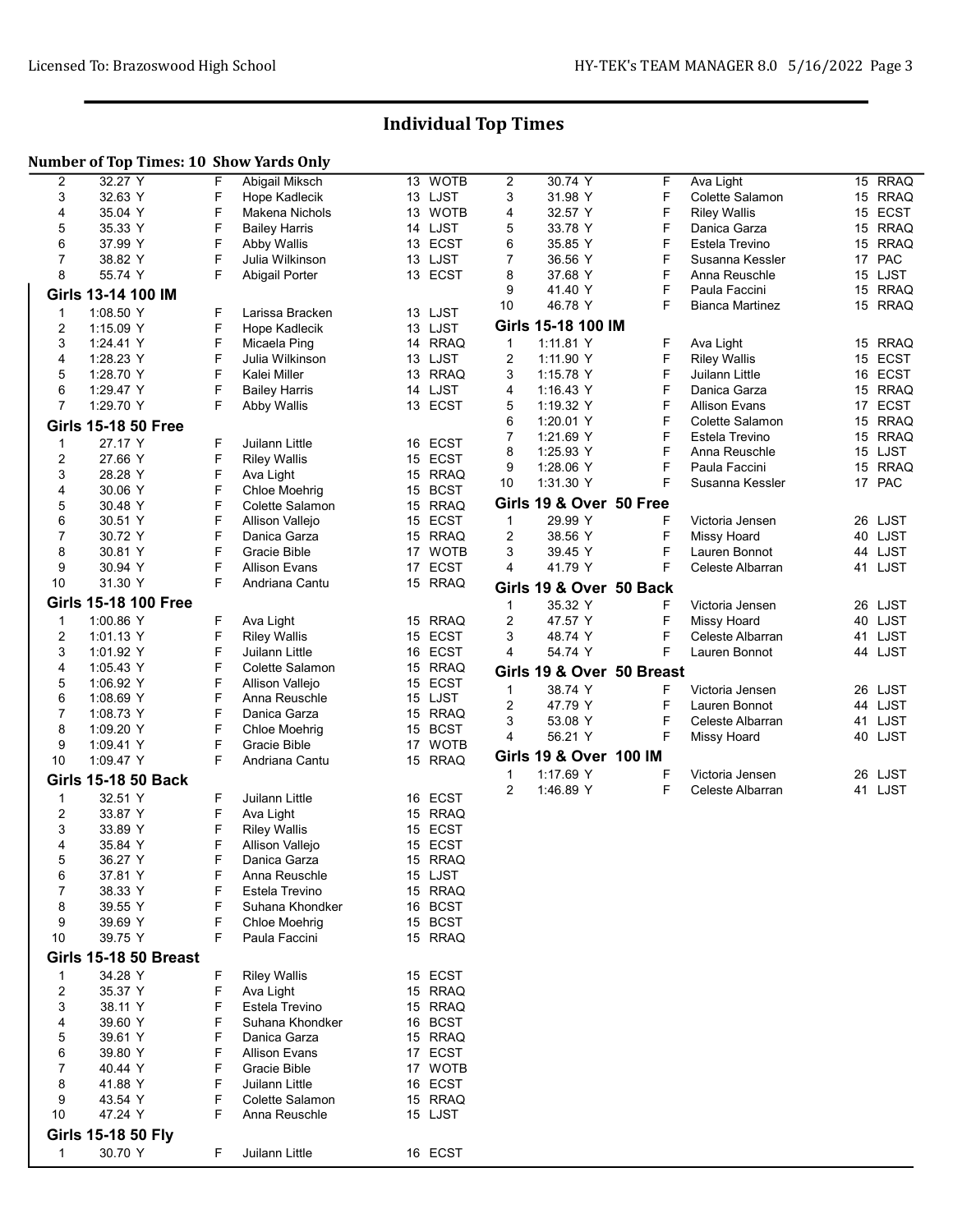## Individual Top Times

**Number of Top Times: 10 Show Yards Only**

| | | | | | |
|---|---|---|---|---|---|
| 2 | 32.27 Y | F | Abigail Miksch | 13 | WOTB |
| 3 | 32.63 Y | F | Hope Kadlecik | 13 | LJST |
| 4 | 35.04 Y | F | Makena Nichols | 13 | WOTB |
| 5 | 35.33 Y | F | Bailey Harris | 14 | LJST |
| 6 | 37.99 Y | F | Abby Wallis | 13 | ECST |
| 7 | 38.82 Y | F | Julia Wilkinson | 13 | LJST |
| 8 | 55.74 Y | F | Abigail Porter | 13 | ECST |

### Girls 13-14 100 IM

| | | | | | |
|---|---|---|---|---|---|
| 1 | 1:08.50 Y | F | Larissa Bracken | 13 | LJST |
| 2 | 1:15.09 Y | F | Hope Kadlecik | 13 | LJST |
| 3 | 1:24.41 Y | F | Micaela Ping | 14 | RRAQ |
| 4 | 1:28.23 Y | F | Julia Wilkinson | 13 | LJST |
| 5 | 1:28.70 Y | F | Kalei Miller | 13 | RRAQ |
| 6 | 1:29.47 Y | F | Bailey Harris | 14 | LJST |
| 7 | 1:29.70 Y | F | Abby Wallis | 13 | ECST |

### Girls 15-18 50 Free

| | | | | | |
|---|---|---|---|---|---|
| 1 | 27.17 Y | F | Juilann Little | 16 | ECST |
| 2 | 27.66 Y | F | Riley Wallis | 15 | ECST |
| 3 | 28.28 Y | F | Ava Light | 15 | RRAQ |
| 4 | 30.06 Y | F | Chloe Moehrig | 15 | BCST |
| 5 | 30.48 Y | F | Colette Salamon | 15 | RRAQ |
| 6 | 30.51 Y | F | Allison Vallejo | 15 | ECST |
| 7 | 30.72 Y | F | Danica Garza | 15 | RRAQ |
| 8 | 30.81 Y | F | Gracie Bible | 17 | WOTB |
| 9 | 30.94 Y | F | Allison Evans | 17 | ECST |
| 10 | 31.30 Y | F | Andriana Cantu | 15 | RRAQ |

### Girls 15-18 100 Free

| | | | | | |
|---|---|---|---|---|---|
| 1 | 1:00.86 Y | F | Ava Light | 15 | RRAQ |
| 2 | 1:01.13 Y | F | Riley Wallis | 15 | ECST |
| 3 | 1:01.92 Y | F | Juilann Little | 16 | ECST |
| 4 | 1:05.43 Y | F | Colette Salamon | 15 | RRAQ |
| 5 | 1:06.92 Y | F | Allison Vallejo | 15 | ECST |
| 6 | 1:08.69 Y | F | Anna Reuschle | 15 | LJST |
| 7 | 1:08.73 Y | F | Danica Garza | 15 | RRAQ |
| 8 | 1:09.20 Y | F | Chloe Moehrig | 15 | BCST |
| 9 | 1:09.41 Y | F | Gracie Bible | 17 | WOTB |
| 10 | 1:09.47 Y | F | Andriana Cantu | 15 | RRAQ |

### Girls 15-18 50 Back

| | | | | | |
|---|---|---|---|---|---|
| 1 | 32.51 Y | F | Juilann Little | 16 | ECST |
| 2 | 33.87 Y | F | Ava Light | 15 | RRAQ |
| 3 | 33.89 Y | F | Riley Wallis | 15 | ECST |
| 4 | 35.84 Y | F | Allison Vallejo | 15 | ECST |
| 5 | 36.27 Y | F | Danica Garza | 15 | RRAQ |
| 6 | 37.81 Y | F | Anna Reuschle | 15 | LJST |
| 7 | 38.33 Y | F | Estela Trevino | 15 | RRAQ |
| 8 | 39.55 Y | F | Suhana Khondker | 16 | BCST |
| 9 | 39.69 Y | F | Chloe Moehrig | 15 | BCST |
| 10 | 39.75 Y | F | Paula Faccini | 15 | RRAQ |

### Girls 15-18 50 Breast

| | | | | | |
|---|---|---|---|---|---|
| 1 | 34.28 Y | F | Riley Wallis | 15 | ECST |
| 2 | 35.37 Y | F | Ava Light | 15 | RRAQ |
| 3 | 38.11 Y | F | Estela Trevino | 15 | RRAQ |
| 4 | 39.60 Y | F | Suhana Khondker | 16 | BCST |
| 5 | 39.61 Y | F | Danica Garza | 15 | RRAQ |
| 6 | 39.80 Y | F | Allison Evans | 17 | ECST |
| 7 | 40.44 Y | F | Gracie Bible | 17 | WOTB |
| 8 | 41.88 Y | F | Juilann Little | 16 | ECST |
| 9 | 43.54 Y | F | Colette Salamon | 15 | RRAQ |
| 10 | 47.24 Y | F | Anna Reuschle | 15 | LJST |

### Girls 15-18 50 Fly

| | | | | | |
|---|---|---|---|---|---|
| 1 | 30.70 Y | F | Juilann Little | 16 | ECST |
| 2 | 30.74 Y | F | Ava Light | 15 | RRAQ |
| 3 | 31.98 Y | F | Colette Salamon | 15 | RRAQ |
| 4 | 32.57 Y | F | Riley Wallis | 15 | ECST |
| 5 | 33.78 Y | F | Danica Garza | 15 | RRAQ |
| 6 | 35.85 Y | F | Estela Trevino | 15 | RRAQ |
| 7 | 36.56 Y | F | Susanna Kessler | 17 | PAC |
| 8 | 37.68 Y | F | Anna Reuschle | 15 | LJST |
| 9 | 41.40 Y | F | Paula Faccini | 15 | RRAQ |
| 10 | 46.78 Y | F | Bianca Martinez | 15 | RRAQ |

### Girls 15-18 100 IM

| | | | | | |
|---|---|---|---|---|---|
| 1 | 1:11.81 Y | F | Ava Light | 15 | RRAQ |
| 2 | 1:11.90 Y | F | Riley Wallis | 15 | ECST |
| 3 | 1:15.78 Y | F | Juilann Little | 16 | ECST |
| 4 | 1:16.43 Y | F | Danica Garza | 15 | RRAQ |
| 5 | 1:19.32 Y | F | Allison Evans | 17 | ECST |
| 6 | 1:20.01 Y | F | Colette Salamon | 15 | RRAQ |
| 7 | 1:21.69 Y | F | Estela Trevino | 15 | RRAQ |
| 8 | 1:25.93 Y | F | Anna Reuschle | 15 | LJST |
| 9 | 1:28.06 Y | F | Paula Faccini | 15 | RRAQ |
| 10 | 1:31.30 Y | F | Susanna Kessler | 17 | PAC |

### Girls 19 & Over 50 Free

| | | | | | |
|---|---|---|---|---|---|
| 1 | 29.99 Y | F | Victoria Jensen | 26 | LJST |
| 2 | 38.56 Y | F | Missy Hoard | 40 | LJST |
| 3 | 39.45 Y | F | Lauren Bonnot | 44 | LJST |
| 4 | 41.79 Y | F | Celeste Albarran | 41 | LJST |

### Girls 19 & Over 50 Back

| | | | | | |
|---|---|---|---|---|---|
| 1 | 35.32 Y | F | Victoria Jensen | 26 | LJST |
| 2 | 47.57 Y | F | Missy Hoard | 40 | LJST |
| 3 | 48.74 Y | F | Celeste Albarran | 41 | LJST |
| 4 | 54.74 Y | F | Lauren Bonnot | 44 | LJST |

### Girls 19 & Over 50 Breast

| | | | | | |
|---|---|---|---|---|---|
| 1 | 38.74 Y | F | Victoria Jensen | 26 | LJST |
| 2 | 47.79 Y | F | Lauren Bonnot | 44 | LJST |
| 3 | 53.08 Y | F | Celeste Albarran | 41 | LJST |
| 4 | 56.21 Y | F | Missy Hoard | 40 | LJST |

### Girls 19 & Over 100 IM

| | | | | | |
|---|---|---|---|---|---|
| 1 | 1:17.69 Y | F | Victoria Jensen | 26 | LJST |
| 2 | 1:46.89 Y | F | Celeste Albarran | 41 | LJST |